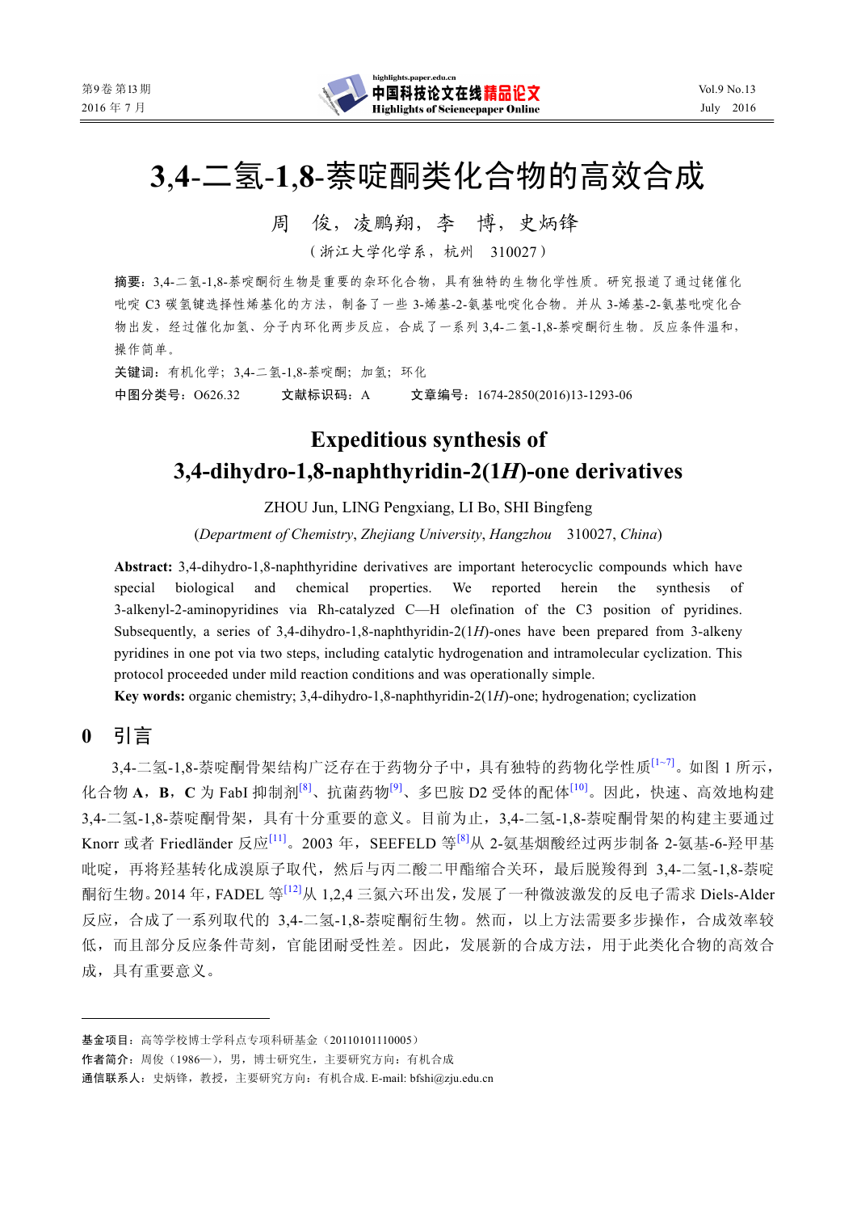# 3,4-二氢-1,8-萘啶酮类化合物的高效合成

周　俊，凌鹏翔，李　博，史炳锋

（浙江大学化学系，杭州　310027）

**摘要**：3,4-二氢-1,8-萘啶酮衍生物是重要的杂环化合物，具有独特的生物化学性质。研究报道了通过铑催化吡啶 C3 碳氢键选择性烯基化的方法，制备了一些 3-烯基-2-氨基吡啶化合物。并从 3-烯基-2-氨基吡啶化合物出发，经过催化加氢、分子内环化两步反应，合成了一系列 3,4-二氢-1,8-萘啶酮衍生物。反应条件温和，操作简单。

**关键词**：有机化学；3,4-二氢-1,8-萘啶酮；加氢；环化

**中图分类号**：O626.32　　　**文献标识码**：A　　　**文章编号**：1674-2850(2016)13-1293-06

# Expeditious synthesis of 3,4-dihydro-1,8-naphthyridin-2(1*H*)-one derivatives

ZHOU Jun, LING Pengxiang, LI Bo, SHI Bingfeng

(*Department of Chemistry*, *Zhejiang University*, *Hangzhou*　310027, *China*)

**Abstract:** 3,4-dihydro-1,8-naphthyridine derivatives are important heterocyclic compounds which have special biological and chemical properties. We reported herein the synthesis of 3-alkenyl-2-aminopyridines via Rh-catalyzed C—H olefination of the C3 position of pyridines. Subsequently, a series of 3,4-dihydro-1,8-naphthyridin-2(1*H*)-ones have been prepared from 3-alkeny pyridines in one pot via two steps, including catalytic hydrogenation and intramolecular cyclization. This protocol proceeded under mild reaction conditions and was operationally simple.

**Key words:** organic chemistry; 3,4-dihydro-1,8-naphthyridin-2(1*H*)-one; hydrogenation; cyclization

## 0　引言

3,4-二氢-1,8-萘啶酮骨架结构广泛存在于药物分子中，具有独特的药物化学性质[1~7]。如图 1 所示，化合物 **A**，**B**，**C** 为 FabI 抑制剂[8]、抗菌药物[9]、多巴胺 D2 受体的配体[10]。因此，快速、高效地构建 3,4-二氢-1,8-萘啶酮骨架，具有十分重要的意义。目前为止，3,4-二氢-1,8-萘啶酮骨架的构建主要通过 Knorr 或者 Friedländer 反应[11]。2003 年，SEEFELD 等[8]从 2-氨基烟酸经过两步制备 2-氨基-6-羟甲基吡啶，再将羟基转化成溴原子取代，然后与丙二酸二甲酯缩合关环，最后脱羧得到 3,4-二氢-1,8-萘啶酮衍生物。2014 年，FADEL 等[12]从 1,2,4 三氮六环出发，发展了一种微波激发的反电子需求 Diels-Alder 反应，合成了一系列取代的 3,4-二氢-1,8-萘啶酮衍生物。然而，以上方法需要多步操作，合成效率较低，而且部分反应条件苛刻，官能团耐受性差。因此，发展新的合成方法，用于此类化合物的高效合成，具有重要意义。

---

**基金项目**：高等学校博士学科点专项科研基金（20110101110005）

**作者简介**：周俊（1986—），男，博士研究生，主要研究方向：有机合成

**通信联系人**：史炳锋，教授，主要研究方向：有机合成. E-mail: bfshi@zju.edu.cn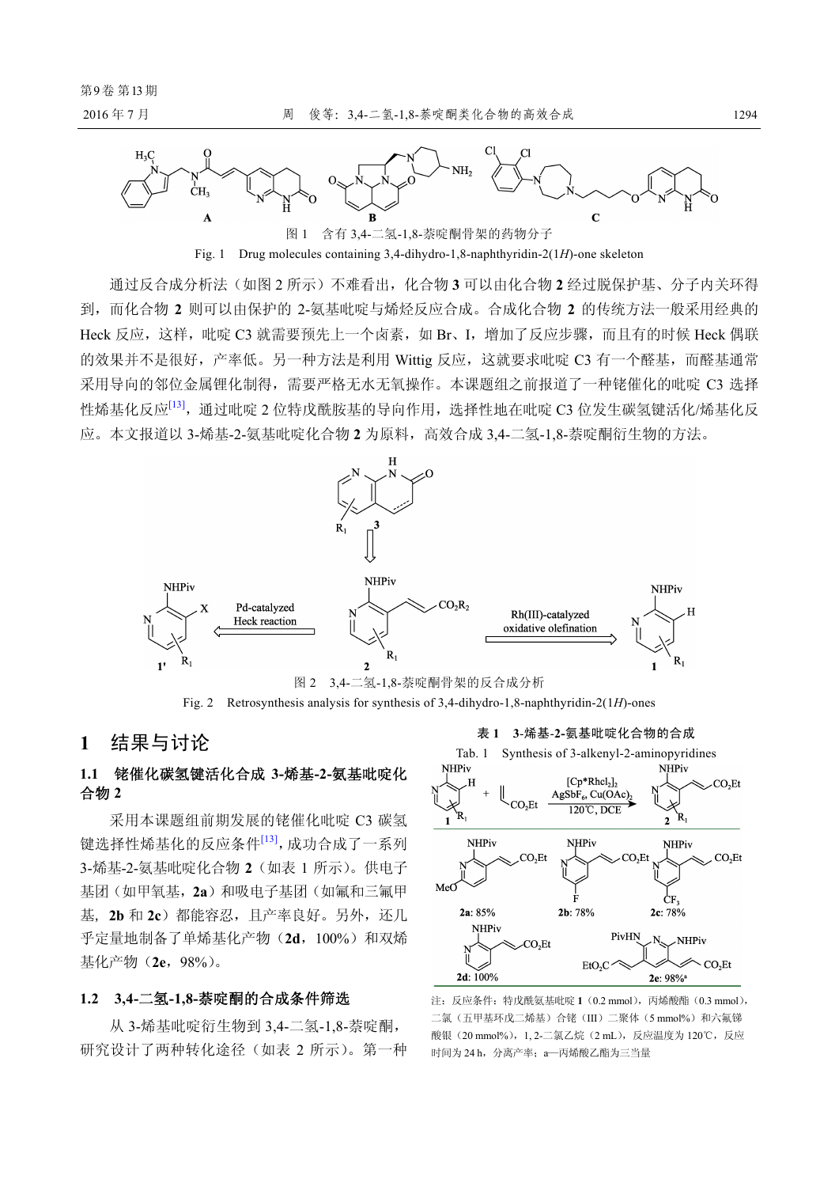图 1　含有 3,4-二氢-1,8-萘啶酮骨架的药物分子

Fig. 1　Drug molecules containing 3,4-dihydro-1,8-naphthyridin-2(1*H*)-one skeleton

通过反合成分析法（如图 2 所示）不难看出，化合物 **3** 可以由化合物 **2** 经过脱保护基、分子内关环得到，而化合物 **2** 则可以由保护的 2-氨基吡啶与烯烃反应合成。合成化合物 **2** 的传统方法一般采用经典的 Heck 反应，这样，吡啶 C3 就需要预先上一个卤素，如 Br、I，增加了反应步骤，而且有的时候 Heck 偶联的效果并不是很好，产率低。另一种方法是利用 Wittig 反应，这就要求吡啶 C3 有一个醛基，而醛基通常采用导向的邻位金属锂化制得，需要严格无水无氧操作。本课题组之前报道了一种铑催化的吡啶 C3 选择性烯基化反应[13]，通过吡啶 2 位特戊酰胺基的导向作用，选择性地在吡啶 C3 位发生碳氢键活化/烯基化反应。本文报道以 3-烯基-2-氨基吡啶化合物 **2** 为原料，高效合成 3,4-二氢-1,8-萘啶酮衍生物的方法。

图 2　3,4-二氢-1,8-萘啶酮骨架的反合成分析

Fig. 2　Retrosynthesis analysis for synthesis of 3,4-dihydro-1,8-naphthyridin-2(1*H*)-ones

# 1　结果与讨论

## 1.1　铑催化碳氢键活化合成 3-烯基-2-氨基吡啶化合物 2

采用本课题组前期发展的铑催化吡啶 C3 碳氢键选择性烯基化的反应条件[13]，成功合成了一系列 3-烯基-2-氨基吡啶化合物 **2**（如表 1 所示）。供电子基团（如甲氧基，**2a**）和吸电子基团（如氟和三氟甲基，**2b** 和 **2c**）都能容忍，且产率良好。另外，还几乎定量地制备了单烯基化产物（**2d**，100%）和双烯基化产物（**2e**，98%）。

## 1.2　3,4-二氢-1,8-萘啶酮的合成条件筛选

从 3-烯基吡啶衍生物到 3,4-二氢-1,8-萘啶酮，研究设计了两种转化途径（如表 2 所示）。第一种

**表 1　3-烯基-2-氨基吡啶化合物的合成**

Tab. 1　Synthesis of 3-alkenyl-2-aminopyridines

$[Cp^*RhCl_2]_2$, $AgSbF_6$, $Cu(OAc)_2$, 120℃, DCE

**2a**: 85%　**2b**: 78%　**2c**: 78%　**2d**: 100%　**2e**: 98%[a]

注：反应条件：特戊酰氨基吡啶 **1**（0.2 mmol），丙烯酸酯（0.3 mmol），二氯（五甲基环戊二烯基）合铑（III）二聚体（5 mmol%）和六氟锑酸银（20 mmol%），1, 2-二氯乙烷（2 mL），反应温度为 120℃，反应时间为 24 h，分离产率；a—丙烯酸乙酯为三当量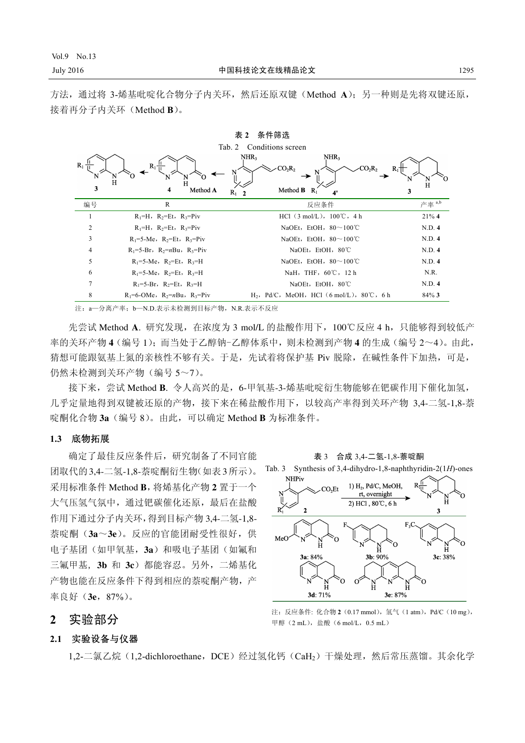方法，通过将 3-烯基吡啶化合物分子内关环，然后还原双键（Method **A**）；另一种则是先将双键还原，接着再分子内关环（Method **B**）。

**表 2　条件筛选**

Tab. 2　Conditions screen

| 编号 | R | 反应条件 | 产率 [a,b] |
| --- | --- | --- | --- |
| 1 | $R_1$=H，$R_2$=Et，$R_3$=Piv | HCl（3 mol/L），100℃，4 h | 21% **4** |
| 2 | $R_1$=H，$R_2$=Et，$R_3$=Piv | NaOEt，EtOH，80～100℃ | N.D. **4** |
| 3 | $R_1$=5-Me，$R_2$=Et，$R_3$=Piv | NaOEt，EtOH，80～100℃ | N.D. **4** |
| 4 | $R_1$=5-Br，$R_2$=*n*Bu，$R_3$=Piv | NaOEt，EtOH，80℃ | N.D. **4** |
| 5 | $R_1$=5-Me，$R_2$=Et，$R_3$=H | NaOEt，EtOH，80～100℃ | N.D. **4** |
| 6 | $R_1$=5-Me，$R_2$=Et，$R_3$=H | NaH，THF，60℃，12 h | N.R. |
| 7 | $R_1$=5-Br，$R_2$=Et，$R_3$=H | NaOEt，EtOH，80℃ | N.D. **4** |
| 8 | $R_1$=6-OMe，$R_2$=*n*Bu，$R_3$=Piv | $H_2$，Pd/C，MeOH，HCl（6 mol/L），80℃，6 h | 84% **3** |

注：a—分离产率；b—N.D.表示未检测到目标产物，N.R.表示不反应

先尝试 Method **A**. 研究发现，在浓度为 3 mol/L 的盐酸作用下，100℃反应 4 h，只能够得到较低产率的关环产物 **4**（编号 1）；而当处于乙醇钠-乙醇体系中，则未检测到产物 **4** 的生成（编号 2～4）。由此，猜想可能跟氨基上氮的亲核性不够有关。于是，先试着将保护基 Piv 脱除，在碱性条件下加热，可是，仍然未检测到关环产物（编号 5～7）。

接下来，尝试 Method **B**. 令人高兴的是，6-甲氧基-3-烯基吡啶衍生物能够在钯碳作用下催化加氢，几乎定量地得到双键被还原的产物，接下来在稀盐酸作用下，以较高产率得到关环产物 3,4-二氢-1,8-萘啶酮化合物 **3a**（编号 8）。由此，可以确定 Method **B** 为标准条件。

### 1.3　底物拓展

确定了最佳反应条件后，研究制备了不同官能团取代的3,4-二氢-1,8-萘啶酮衍生物(如表3所示)。采用标准条件 Method **B**，将烯基化产物 **2** 置于一个大气压氢气氛中，通过钯碳催化还原，最后在盐酸作用下通过分子内关环，得到目标产物 3,4-二氢-1,8-萘啶酮（**3a**～**3e**）。反应的官能团耐受性很好，供电子基团（如甲氧基，**3a**）和吸电子基团（如氟和三氟甲基，**3b** 和 **3c**）都能容忍。另外，二烯基化产物也能在反应条件下得到相应的萘啶酮产物，产率良好（**3e**，87%）。

**表 3　合成 3,4-二氢-1,8-萘啶酮**

Tab. 3　Synthesis of 3,4-dihydro-1,8-naphthyridin-2(1*H*)-ones

1) $H_2$, Pd/C, MeOH, rt, overnight
2) HCl, 80℃, 6 h

**3a**: 84%　**3b**: 90%　**3c**: 38%　**3d**: 71%　**3e**: 87%

注：反应条件: 化合物 **2**（0.17 mmol），氢气（1 atm），Pd/C（10 mg），甲醇（2 mL），盐酸（6 mol/L，0.5 mL）

## 2　实验部分

### 2.1　实验设备与仪器

1,2-二氯乙烷（1,2-dichloroethane，DCE）经过氢化钙（$CaH_2$）干燥处理，然后常压蒸馏。其余化学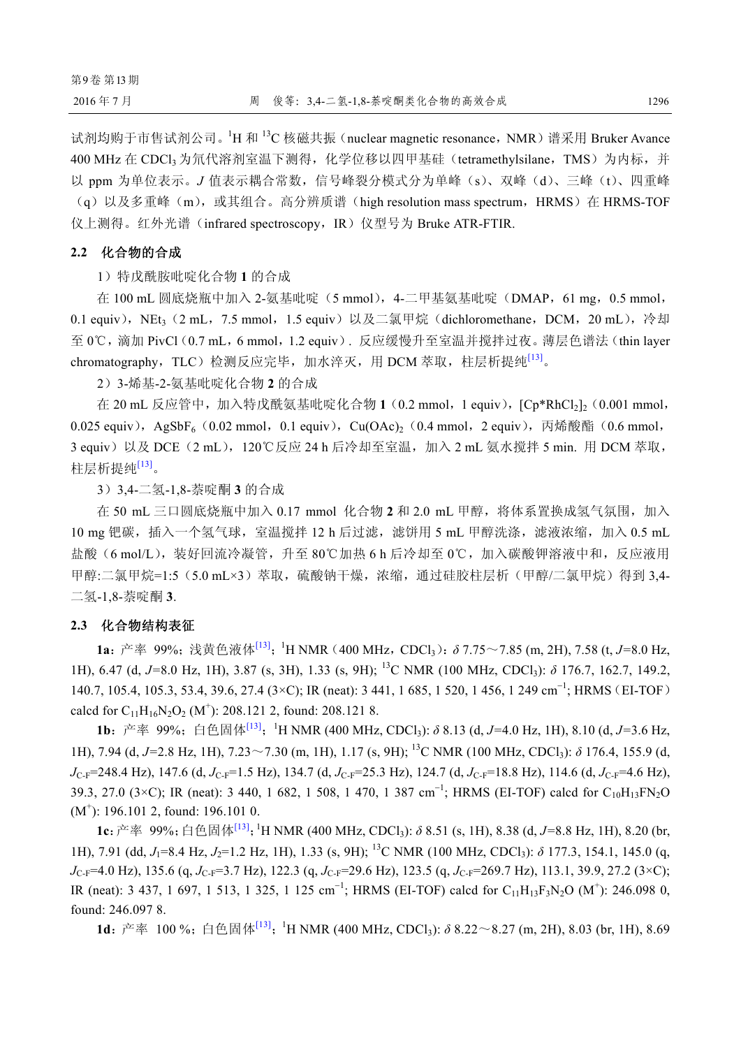试剂均购于市售试剂公司。$^{1}H$ 和 $^{13}C$ 核磁共振（nuclear magnetic resonance，NMR）谱采用 Bruker Avance 400 MHz 在 $CDCl_3$ 为氘代溶剂室温下测得，化学位移以四甲基硅（tetramethylsilane，TMS）为内标，并以 ppm 为单位表示。$J$ 值表示耦合常数，信号峰裂分模式分为单峰（s）、双峰（d）、三峰（t）、四重峰（q）以及多重峰（m），或其组合。高分辨质谱（high resolution mass spectrum，HRMS）在 HRMS-TOF 仪上测得。红外光谱（infrared spectroscopy，IR）仪型号为 Bruke ATR-FTIR.

### 2.2 化合物的合成

1）特戊酰胺吡啶化合物 **1** 的合成

在 100 mL 圆底烧瓶中加入 2-氨基吡啶（5 mmol），4-二甲基氨基吡啶（DMAP，61 mg，0.5 mmol，0.1 equiv），$NEt_3$（2 mL，7.5 mmol，1.5 equiv）以及二氯甲烷（dichloromethane，DCM，20 mL），冷却至 0℃，滴加 PivCl（0.7 mL，6 mmol，1.2 equiv）. 反应缓慢升至室温并搅拌过夜。薄层色谱法（thin layer chromatography，TLC）检测反应完毕，加水淬灭，用 DCM 萃取，柱层析提纯[13]。

2）3-烯基-2-氨基吡啶化合物 **2** 的合成

在 20 mL 反应管中，加入特戊酰氨基吡啶化合物 **1**（0.2 mmol，1 equiv），$[Cp^*RhCl_2]_2$（0.001 mmol，0.025 equiv），$AgSbF_6$（0.02 mmol，0.1 equiv），$Cu(OAc)_2$（0.4 mmol，2 equiv），丙烯酸酯（0.6 mmol，3 equiv）以及 DCE（2 mL），120℃反应 24 h 后冷却至室温，加入 2 mL 氨水搅拌 5 min. 用 DCM 萃取，柱层析提纯[13]。

3）3,4-二氢-1,8-萘啶酮 **3** 的合成

在 50 mL 三口圆底烧瓶中加入 0.17 mmol 化合物 **2** 和 2.0 mL 甲醇，将体系置换成氢气氛围，加入 10 mg 钯碳，插入一个氢气球，室温搅拌 12 h 后过滤，滤饼用 5 mL 甲醇洗涤，滤液浓缩，加入 0.5 mL 盐酸（6 mol/L），装好回流冷凝管，升至 80℃加热 6 h 后冷却至 0℃，加入碳酸钾溶液中和，反应液用甲醇:二氯甲烷=1:5（5.0 mL×3）萃取，硫酸钠干燥，浓缩，通过硅胶柱层析（甲醇/二氯甲烷）得到 3,4-二氢-1,8-萘啶酮 **3**.

### 2.3 化合物结构表征

**1a**：产率 99%；浅黄色液体[13]；$^{1}H$ NMR（400 MHz，$CDCl_3$）：δ 7.75～7.85 (m, 2H), 7.58 (t, $J$=8.0 Hz, 1H), 6.47 (d, $J$=8.0 Hz, 1H), 3.87 (s, 3H), 1.33 (s, 9H); $^{13}C$ NMR (100 MHz, $CDCl_3$): δ 176.7, 162.7, 149.2, 140.7, 105.4, 105.3, 53.4, 39.6, 27.4 (3×C); IR (neat): 3 441, 1 685, 1 520, 1 456, 1 249 $cm^{-1}$; HRMS（EI-TOF）calcd for $C_{11}H_{16}N_2O_2$ ($M^+$): 208.121 2, found: 208.121 8.

**1b**：产率 99%；白色固体[13]；$^{1}H$ NMR (400 MHz, $CDCl_3$): δ 8.13 (d, $J$=4.0 Hz, 1H), 8.10 (d, $J$=3.6 Hz, 1H), 7.94 (d, $J$=2.8 Hz, 1H), 7.23～7.30 (m, 1H), 1.17 (s, 9H); $^{13}C$ NMR (100 MHz, $CDCl_3$): δ 176.4, 155.9 (d, $J_{C-F}$=248.4 Hz), 147.6 (d, $J_{C-F}$=1.5 Hz), 134.7 (d, $J_{C-F}$=25.3 Hz), 124.7 (d, $J_{C-F}$=18.8 Hz), 114.6 (d, $J_{C-F}$=4.6 Hz), 39.3, 27.0 (3×C); IR (neat): 3 440, 1 682, 1 508, 1 470, 1 387 $cm^{-1}$; HRMS (EI-TOF) calcd for $C_{10}H_{13}FN_2O$ ($M^+$): 196.101 2, found: 196.101 0.

**1c**：产率 99%；白色固体[13]；$^{1}H$ NMR (400 MHz, $CDCl_3$): δ 8.51 (s, 1H), 8.38 (d, $J$=8.8 Hz, 1H), 8.20 (br, 1H), 7.91 (dd, $J_1$=8.4 Hz, $J_2$=1.2 Hz, 1H), 1.33 (s, 9H); $^{13}C$ NMR (100 MHz, $CDCl_3$): δ 177.3, 154.1, 145.0 (q, $J_{C-F}$=4.0 Hz), 135.6 (q, $J_{C-F}$=3.7 Hz), 122.3 (q, $J_{C-F}$=29.6 Hz), 123.5 (q, $J_{C-F}$=269.7 Hz), 113.1, 39.9, 27.2 (3×C); IR (neat): 3 437, 1 697, 1 513, 1 325, 1 125 $cm^{-1}$; HRMS (EI-TOF) calcd for $C_{11}H_{13}F_3N_2O$ ($M^+$): 246.098 0, found: 246.097 8.

**1d**：产率 100 %；白色固体[13]；$^{1}H$ NMR (400 MHz, $CDCl_3$): δ 8.22～8.27 (m, 2H), 8.03 (br, 1H), 8.69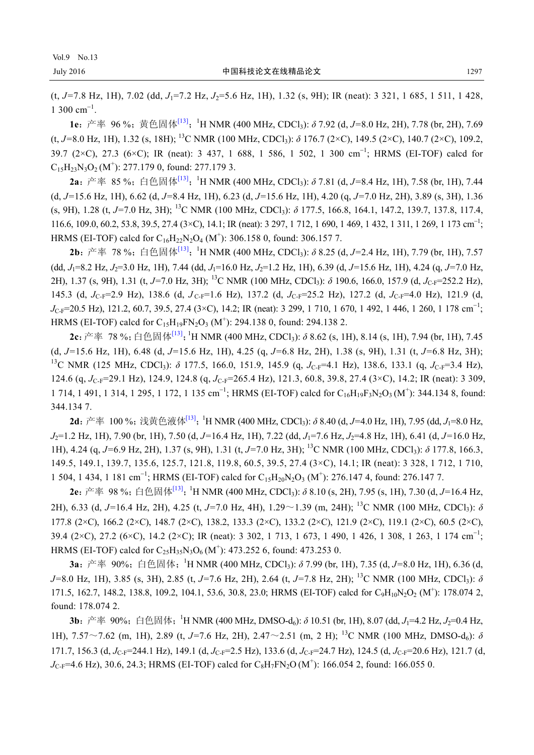(t, $J$=7.8 Hz, 1H), 7.02 (dd, $J_1$=7.2 Hz, $J_2$=5.6 Hz, 1H), 1.32 (s, 9H); IR (neat): 3 321, 1 685, 1 511, 1 428, 1 300 $cm^{-1}$.

**1e**：产率 96 %；黄色固体[13]；$^1H$ NMR (400 MHz, $CDCl_3$): $\delta$ 7.92 (d, $J$=8.0 Hz, 2H), 7.78 (br, 2H), 7.69 (t, $J$=8.0 Hz, 1H), 1.32 (s, 18H); $^{13}C$ NMR (100 MHz, $CDCl_3$): $\delta$ 176.7 (2×C), 149.5 (2×C), 140.7 (2×C), 109.2, 39.7 (2×C), 27.3 (6×C); IR (neat): 3 437, 1 688, 1 586, 1 502, 1 300 $cm^{-1}$; HRMS (EI-TOF) calcd for $C_{15}H_{23}N_3O_2$ ($M^+$): 277.179 0, found: 277.179 3.

**2a**：产率 85 %；白色固体[13]；$^1H$ NMR (400 MHz, $CDCl_3$): $\delta$ 7.81 (d, $J$=8.4 Hz, 1H), 7.58 (br, 1H), 7.44 (d, $J$=15.6 Hz, 1H), 6.62 (d, $J$=8.4 Hz, 1H), 6.23 (d, $J$=15.6 Hz, 1H), 4.20 (q, $J$=7.0 Hz, 2H), 3.89 (s, 3H), 1.36 (s, 9H), 1.28 (t, $J$=7.0 Hz, 3H); $^{13}C$ NMR (100 MHz, $CDCl_3$): $\delta$ 177.5, 166.8, 164.1, 147.2, 139.7, 137.8, 117.4, 116.6, 109.0, 60.2, 53.8, 39.5, 27.4 (3×C), 14.1; IR (neat): 3 297, 1 712, 1 690, 1 469, 1 432, 1 311, 1 269, 1 173 $cm^{-1}$; HRMS (EI-TOF) calcd for $C_{16}H_{22}N_2O_4$ ($M^+$): 306.158 0, found: 306.157 7.

**2b**：产率 78 %；白色固体[13]；$^1H$ NMR (400 MHz, $CDCl_3$): $\delta$ 8.25 (d, $J$=2.4 Hz, 1H), 7.79 (br, 1H), 7.57 (dd, $J_1$=8.2 Hz, $J_2$=3.0 Hz, 1H), 7.44 (dd, $J_1$=16.0 Hz, $J_2$=1.2 Hz, 1H), 6.39 (d, $J$=15.6 Hz, 1H), 4.24 (q, $J$=7.0 Hz, 2H), 1.37 (s, 9H), 1.31 (t, $J$=7.0 Hz, 3H); $^{13}C$ NMR (100 MHz, $CDCl_3$): $\delta$ 190.6, 166.0, 157.9 (d, $J_{C-F}$=252.2 Hz), 145.3 (d, $J_{C-F}$=2.9 Hz), 138.6 (d, $J_{C-F}$=1.6 Hz), 137.2 (d, $J_{C-F}$=25.2 Hz), 127.2 (d, $J_{C-F}$=4.0 Hz), 121.9 (d, $J_{C-F}$=20.5 Hz), 121.2, 60.7, 39.5, 27.4 (3×C), 14.2; IR (neat): 3 299, 1 710, 1 670, 1 492, 1 446, 1 260, 1 178 $cm^{-1}$; HRMS (EI-TOF) calcd for $C_{15}H_{19}FN_2O_3$ ($M^+$): 294.138 0, found: 294.138 2.

**2c**: 产率 78 %; 白色固体[13]; $^1H$ NMR (400 MHz, $CDCl_3$): $\delta$ 8.62 (s, 1H), 8.14 (s, 1H), 7.94 (br, 1H), 7.45 (d, $J$=15.6 Hz, 1H), 6.48 (d, $J$=15.6 Hz, 1H), 4.25 (q, $J$=6.8 Hz, 2H), 1.38 (s, 9H), 1.31 (t, $J$=6.8 Hz, 3H); $^{13}C$ NMR (125 MHz, $CDCl_3$): $\delta$ 177.5, 166.0, 151.9, 145.9 (q, $J_{C-F}$=4.1 Hz), 138.6, 133.1 (q, $J_{C-F}$=3.4 Hz), 124.6 (q, $J_{C-F}$=29.1 Hz), 124.9, 124.8 (q, $J_{C-F}$=265.4 Hz), 121.3, 60.8, 39.8, 27.4 (3×C), 14.2; IR (neat): 3 309, 1 714, 1 491, 1 314, 1 295, 1 172, 1 135 $cm^{-1}$; HRMS (EI-TOF) calcd for $C_{16}H_{19}F_3N_2O_3$ ($M^+$): 344.134 8, found: 344.134 7.

**2d**：产率 100 %；浅黄色液体[13]；$^1H$ NMR (400 MHz, $CDCl_3$): $\delta$ 8.40 (d, $J$=4.0 Hz, 1H), 7.95 (dd, $J_1$=8.0 Hz, $J_2$=1.2 Hz, 1H), 7.90 (br, 1H), 7.50 (d, $J$=16.4 Hz, 1H), 7.22 (dd, $J_1$=7.6 Hz, $J_2$=4.8 Hz, 1H), 6.41 (d, $J$=16.0 Hz, 1H), 4.24 (q, $J$=6.9 Hz, 2H), 1.37 (s, 9H), 1.31 (t, $J$=7.0 Hz, 3H); $^{13}C$ NMR (100 MHz, $CDCl_3$): $\delta$ 177.8, 166.3, 149.5, 149.1, 139.7, 135.6, 125.7, 121.8, 119.8, 60.5, 39.5, 27.4 (3×C), 14.1; IR (neat): 3 328, 1 712, 1 710, 1 504, 1 434, 1 181 $cm^{-1}$; HRMS (EI-TOF) calcd for $C_{15}H_{20}N_2O_3$ ($M^+$): 276.147 4, found: 276.147 7.

**2e**：产率 98 %；白色固体[13]；$^1H$ NMR (400 MHz, $CDCl_3$): $\delta$ 8.10 (s, 2H), 7.95 (s, 1H), 7.30 (d, $J$=16.4 Hz, 2H), 6.33 (d, $J$=16.4 Hz, 2H), 4.25 (t, $J$=7.0 Hz, 4H), 1.29～1.39 (m, 24H); $^{13}C$ NMR (100 MHz, $CDCl_3$): $\delta$ 177.8 (2×C), 166.2 (2×C), 148.7 (2×C), 138.2, 133.3 (2×C), 133.2 (2×C), 121.9 (2×C), 119.1 (2×C), 60.5 (2×C), 39.4 (2×C), 27.2 (6×C), 14.2 (2×C); IR (neat): 3 302, 1 713, 1 673, 1 490, 1 426, 1 308, 1 263, 1 174 $cm^{-1}$; HRMS (EI-TOF) calcd for $C_{25}H_{35}N_3O_6$ ($M^+$): 473.252 6, found: 473.253 0.

**3a**：产率 90%；白色固体；$^1H$ NMR (400 MHz, $CDCl_3$): $\delta$ 7.99 (br, 1H), 7.35 (d, $J$=8.0 Hz, 1H), 6.36 (d, $J$=8.0 Hz, 1H), 3.85 (s, 3H), 2.85 (t, $J$=7.6 Hz, 2H), 2.64 (t, $J$=7.8 Hz, 2H); $^{13}C$ NMR (100 MHz, $CDCl_3$): $\delta$ 171.5, 162.7, 148.2, 138.8, 109.2, 104.1, 53.6, 30.8, 23.0; HRMS (EI-TOF) calcd for $C_9H_{10}N_2O_2$ ($M^+$): 178.074 2, found: 178.074 2.

**3b**：产率 90%；白色固体；$^1H$ NMR (400 MHz, DMSO-$d_6$): $\delta$ 10.51 (br, 1H), 8.07 (dd, $J_1$=4.2 Hz, $J_2$=0.4 Hz, 1H), 7.57～7.62 (m, 1H), 2.89 (t, $J$=7.6 Hz, 2H), 2.47～2.51 (m, 2 H); $^{13}C$ NMR (100 MHz, DMSO-$d_6$): $\delta$ 171.7, 156.3 (d, $J_{C-F}$=244.1 Hz), 149.1 (d, $J_{C-F}$=2.5 Hz), 133.6 (d, $J_{C-F}$=24.7 Hz), 124.5 (d, $J_{C-F}$=20.6 Hz), 121.7 (d, $J_{C-F}$=4.6 Hz), 30.6, 24.3; HRMS (EI-TOF) calcd for $C_8H_7FN_2O$ ($M^+$): 166.054 2, found: 166.055 0.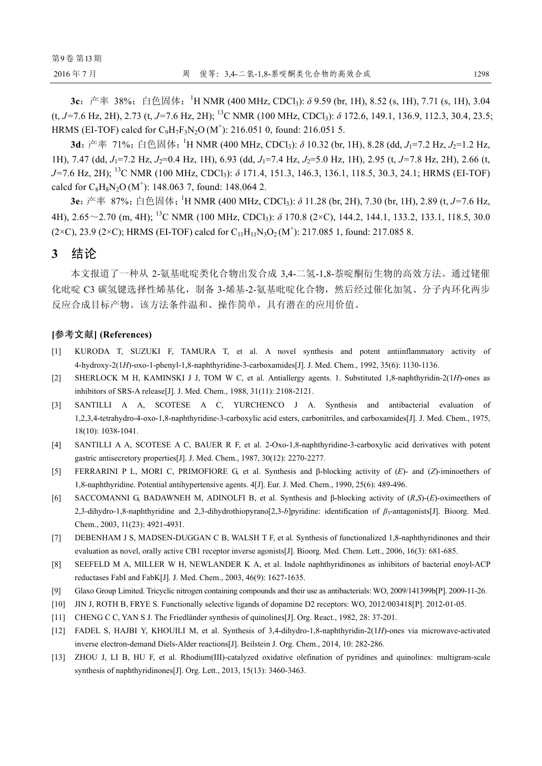**3c**：产率 38%；白色固体；$^{1}$H NMR (400 MHz, $CDCl_3$): $\delta$ 9.59 (br, 1H), 8.52 (s, 1H), 7.71 (s, 1H), 3.04 (t, $J$=7.6 Hz, 2H), 2.73 (t, $J$=7.6 Hz, 2H); $^{13}$C NMR (100 MHz, $CDCl_3$): $\delta$ 172.6, 149.1, 136.9, 112.3, 30.4, 23.5; HRMS (EI-TOF) calcd for $C_9H_7F_3N_2O$ ($M^+$): 216.051 0, found: 216.051 5.

**3d**：产率 71%；白色固体；$^{1}$H NMR (400 MHz, $CDCl_3$): $\delta$ 10.32 (br, 1H), 8.28 (dd, $J_1$=7.2 Hz, $J_2$=1.2 Hz, 1H), 7.47 (dd, $J_1$=7.2 Hz, $J_2$=0.4 Hz, 1H), 6.93 (dd, $J_1$=7.4 Hz, $J_2$=5.0 Hz, 1H), 2.95 (t, $J$=7.8 Hz, 2H), 2.66 (t, $J$=7.6 Hz, 2H); $^{13}$C NMR (100 MHz, $CDCl_3$): $\delta$ 171.4, 151.3, 146.3, 136.1, 118.5, 30.3, 24.1; HRMS (EI-TOF) calcd for $C_8H_8N_2O$ ($M^+$): 148.063 7, found: 148.064 2.

**3e**：产率 87%；白色固体；$^{1}$H NMR (400 MHz, $CDCl_3$): $\delta$ 11.28 (br, 2H), 7.30 (br, 1H), 2.89 (t, $J$=7.6 Hz, 4H), 2.65～2.70 (m, 4H); $^{13}$C NMR (100 MHz, $CDCl_3$): $\delta$ 170.8 (2×C), 144.2, 144.1, 133.2, 133.1, 118.5, 30.0 (2×C), 23.9 (2×C); HRMS (EI-TOF) calcd for $C_{11}H_{11}N_3O_2$ ($M^+$): 217.085 1, found: 217.085 8.

## 3 结论

本文报道了一种从 2-氨基吡啶类化合物出发合成 3,4-二氢-1,8-萘啶酮衍生物的高效方法。通过铑催化吡啶 C3 碳氢键选择性烯基化，制备 3-烯基-2-氨基吡啶化合物，然后经过催化加氢、分子内环化两步反应合成目标产物。该方法条件温和、操作简单，具有潜在的应用价值。

### [参考文献] (References)

[1] KURODA T, SUZUKI F, TAMURA T, et al. A novel synthesis and potent antiinflammatory activity of 4-hydroxy-2(1*H*)-oxo-1-phenyl-1,8-naphthyridine-3-carboxamides[J]. J. Med. Chem., 1992, 35(6): 1130-1136.

[2] SHERLOCK M H, KAMINSKI J J, TOM W C, et al. Antiallergy agents. 1. Substituted 1,8-naphthyridin-2(1*H*)-ones as inhibitors of SRS-A release[J]. J. Med. Chem., 1988, 31(11): 2108-2121.

[3] SANTILLI A A, SCOTESE A C, YURCHENCO J A. Synthesis and antibacterial evaluation of 1,2,3,4-tetrahydro-4-oxo-1,8-naphthyridine-3-carboxylic acid esters, carbonitriles, and carboxamides[J]. J. Med. Chem., 1975, 18(10): 1038-1041.

[4] SANTILLI A A, SCOTESE A C, BAUER R F, et al. 2-Oxo-1,8-naphthyridine-3-carboxylic acid derivatives with potent gastric antisecretory properties[J]. J. Med. Chem., 1987, 30(12): 2270-2277.

[5] FERRARINI P L, MORI C, PRIMOFIORE G, et al. Synthesis and β-blocking activity of (*E*)- and (*Z*)-iminoethers of 1,8-naphthyridine. Potential antihypertensive agents. 4[J]. Eur. J. Med. Chem., 1990, 25(6): 489-496.

[6] SACCOMANNI G, BADAWNEH M, ADINOLFI B, et al. Synthesis and β-blocking activity of (*R*,*S*)-(*E*)-oximeethers of 2,3-dihydro-1,8-naphthyridine and 2,3-dihydrothiopyrano[2,3-*b*]pyridine: identification of $\beta_3$-antagonists[J]. Bioorg. Med. Chem., 2003, 11(23): 4921-4931.

[7] DEBENHAM J S, MADSEN-DUGGAN C B, WALSH T F, et al. Synthesis of functionalized 1,8-naphthyridinones and their evaluation as novel, orally active CB1 receptor inverse agonists[J]. Bioorg. Med. Chem. Lett., 2006, 16(3): 681-685.

[8] SEEFELD M A, MILLER W H, NEWLANDER K A, et al. Indole naphthyridinones as inhibitors of bacterial enoyl-ACP reductases FabI and FabK[J]. J. Med. Chem., 2003, 46(9): 1627-1635.

[9] Glaxo Group Limited. Tricyclic nitrogen containing compounds and their use as antibacterials: WO, 2009/141399b[P]. 2009-11-26.

[10] JIN J, ROTH B, FRYE S. Functionally selective ligands of dopamine D2 receptors: WO, 2012/003418[P]. 2012-01-05.

[11] CHENG C C, YAN S J. The Friedländer synthesis of quinolines[J]. Org. React., 1982, 28: 37-201.

[12] FADEL S, HAJBI Y, KHOUILI M, et al. Synthesis of 3,4-dihydro-1,8-naphthyridin-2(1*H*)-ones via microwave-activated inverse electron-demand Diels-Alder reactions[J]. Beilstein J. Org. Chem., 2014, 10: 282-286.

[13] ZHOU J, LI B, HU F, et al. Rhodium(III)-catalyzed oxidative olefination of pyridines and quinolines: multigram-scale synthesis of naphthyridinones[J]. Org. Lett., 2013, 15(13): 3460-3463.